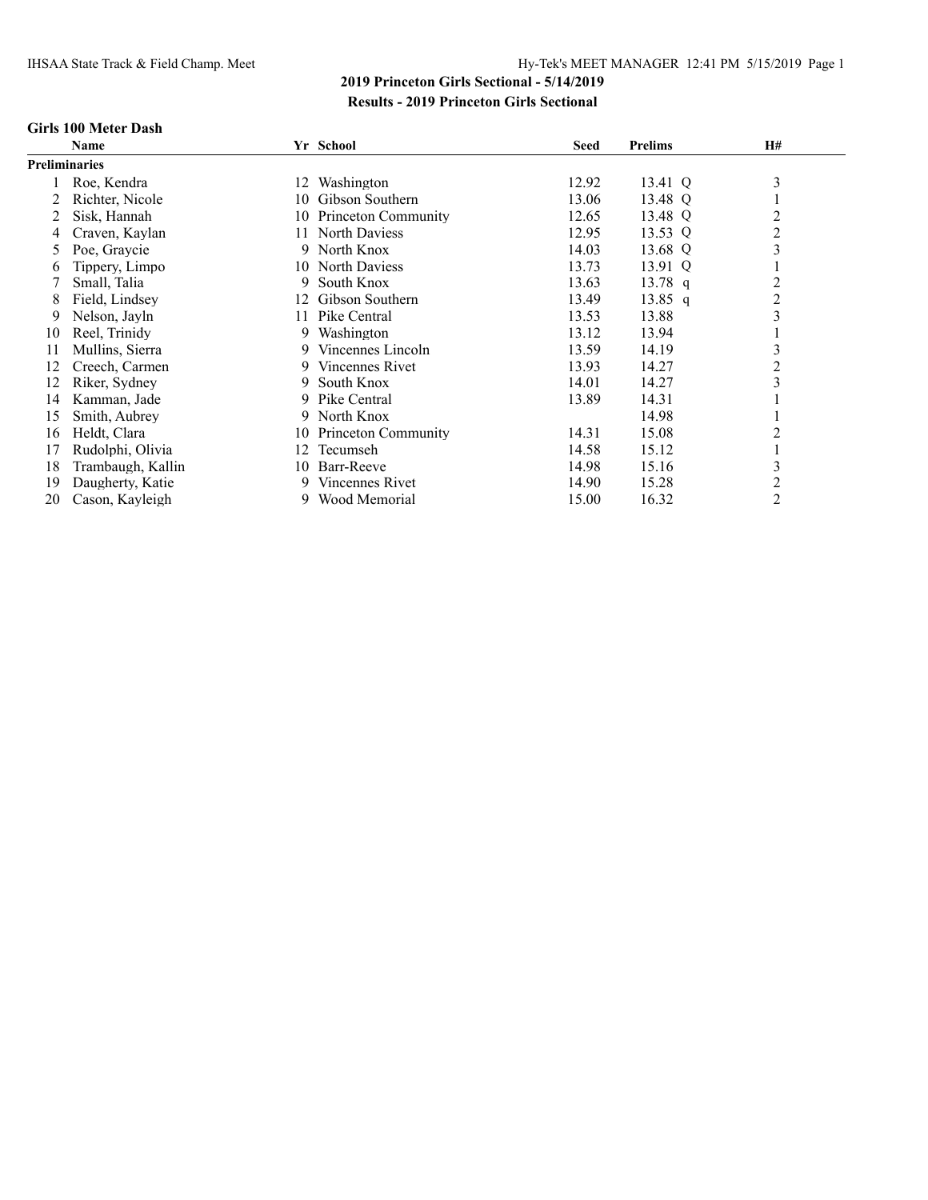## 2019 Princeton Girls Sectional - 5/14/2019

### Results - 2019 Princeton Girls Sectional

**Girls 100 Meter Dash**

| | Name | Yr | School | Seed | Prelims | H# |
|---|---|---|---|---|---|---|
| **Preliminaries** | | | | | | |
| 1 | Roe, Kendra | 12 | Washington | 12.92 | 13.41 Q | 3 |
| 2 | Richter, Nicole | 10 | Gibson Southern | 13.06 | 13.48 Q | 1 |
| 2 | Sisk, Hannah | 10 | Princeton Community | 12.65 | 13.48 Q | 2 |
| 4 | Craven, Kaylan | 11 | North Daviess | 12.95 | 13.53 Q | 2 |
| 5 | Poe, Graycie | 9 | North Knox | 14.03 | 13.68 Q | 3 |
| 6 | Tippery, Limpo | 10 | North Daviess | 13.73 | 13.91 Q | 1 |
| 7 | Small, Talia | 9 | South Knox | 13.63 | 13.78 q | 2 |
| 8 | Field, Lindsey | 12 | Gibson Southern | 13.49 | 13.85 q | 2 |
| 9 | Nelson, Jayln | 11 | Pike Central | 13.53 | 13.88 | 3 |
| 10 | Reel, Trinidy | 9 | Washington | 13.12 | 13.94 | 1 |
| 11 | Mullins, Sierra | 9 | Vincennes Lincoln | 13.59 | 14.19 | 3 |
| 12 | Creech, Carmen | 9 | Vincennes Rivet | 13.93 | 14.27 | 2 |
| 12 | Riker, Sydney | 9 | South Knox | 14.01 | 14.27 | 3 |
| 14 | Kamman, Jade | 9 | Pike Central | 13.89 | 14.31 | 1 |
| 15 | Smith, Aubrey | 9 | North Knox | | 14.98 | 1 |
| 16 | Heldt, Clara | 10 | Princeton Community | 14.31 | 15.08 | 2 |
| 17 | Rudolphi, Olivia | 12 | Tecumseh | 14.58 | 15.12 | 1 |
| 18 | Trambaugh, Kallin | 10 | Barr-Reeve | 14.98 | 15.16 | 3 |
| 19 | Daugherty, Katie | 9 | Vincennes Rivet | 14.90 | 15.28 | 2 |
| 20 | Cason, Kayleigh | 9 | Wood Memorial | 15.00 | 16.32 | 2 |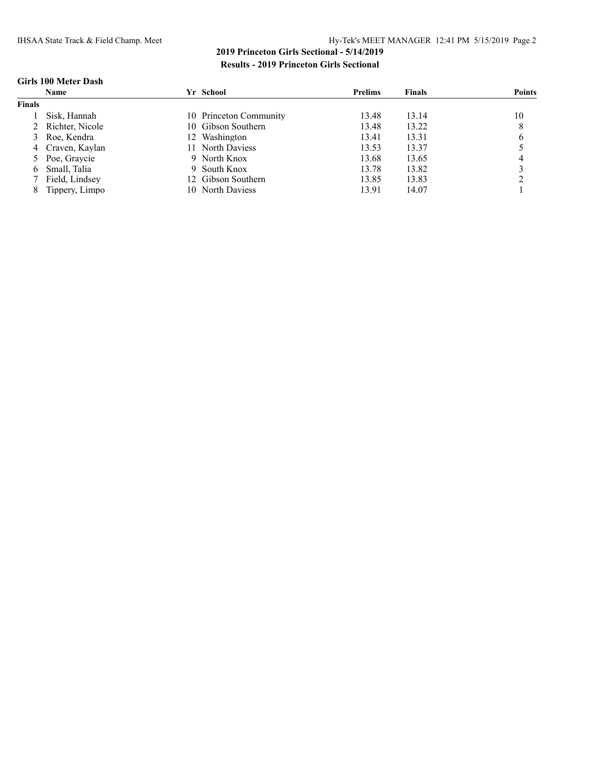## 2019 Princeton Girls Sectional - 5/14/2019

### Results - 2019 Princeton Girls Sectional

**Girls 100 Meter Dash**

| | Name | Yr | School | Prelims | Finals | Points |
|---|---|---|---|---|---|---|
| **Finals** | | | | | | |
| 1 | Sisk, Hannah | 10 | Princeton Community | 13.48 | 13.14 | 10 |
| 2 | Richter, Nicole | 10 | Gibson Southern | 13.48 | 13.22 | 8 |
| 3 | Roe, Kendra | 12 | Washington | 13.41 | 13.31 | 6 |
| 4 | Craven, Kaylan | 11 | North Daviess | 13.53 | 13.37 | 5 |
| 5 | Poe, Graycie | 9 | North Knox | 13.68 | 13.65 | 4 |
| 6 | Small, Talia | 9 | South Knox | 13.78 | 13.82 | 3 |
| 7 | Field, Lindsey | 12 | Gibson Southern | 13.85 | 13.83 | 2 |
| 8 | Tippery, Limpo | 10 | North Daviess | 13.91 | 14.07 | 1 |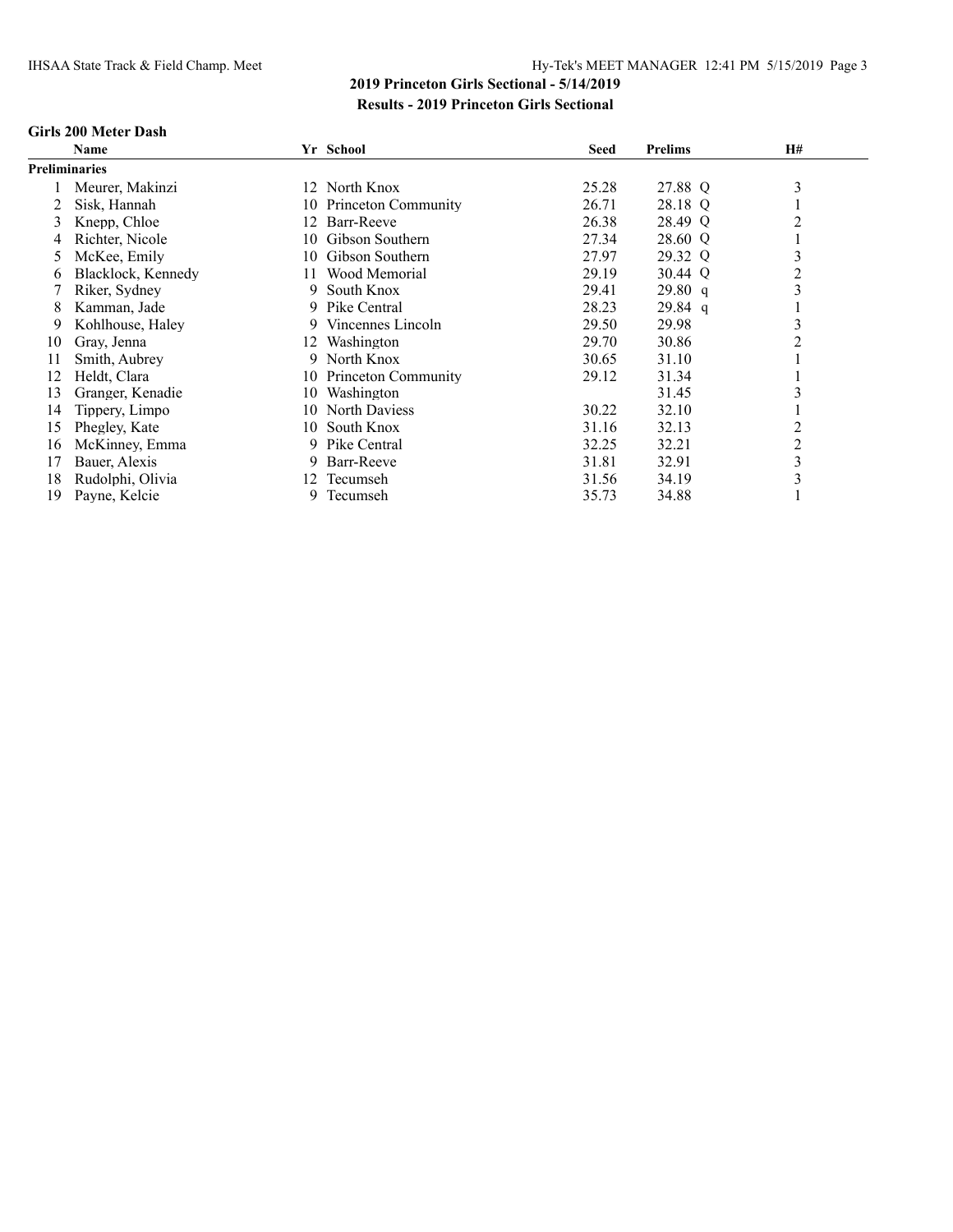## 2019 Princeton Girls Sectional - 5/14/2019

### Results - 2019 Princeton Girls Sectional

#### Girls 200 Meter Dash

| | Name | Yr | School | Seed | Prelims | | H# |
|---|---|---|---|---|---|---|---|
| **Preliminaries** | | | | | | | |
| 1 | Meurer, Makinzi | 12 | North Knox | 25.28 | 27.88 | Q | 3 |
| 2 | Sisk, Hannah | 10 | Princeton Community | 26.71 | 28.18 | Q | 1 |
| 3 | Knepp, Chloe | 12 | Barr-Reeve | 26.38 | 28.49 | Q | 2 |
| 4 | Richter, Nicole | 10 | Gibson Southern | 27.34 | 28.60 | Q | 1 |
| 5 | McKee, Emily | 10 | Gibson Southern | 27.97 | 29.32 | Q | 3 |
| 6 | Blacklock, Kennedy | 11 | Wood Memorial | 29.19 | 30.44 | Q | 2 |
| 7 | Riker, Sydney | 9 | South Knox | 29.41 | 29.80 | q | 3 |
| 8 | Kamman, Jade | 9 | Pike Central | 28.23 | 29.84 | q | 1 |
| 9 | Kohlhouse, Haley | 9 | Vincennes Lincoln | 29.50 | 29.98 | | 3 |
| 10 | Gray, Jenna | 12 | Washington | 29.70 | 30.86 | | 2 |
| 11 | Smith, Aubrey | 9 | North Knox | 30.65 | 31.10 | | 1 |
| 12 | Heldt, Clara | 10 | Princeton Community | 29.12 | 31.34 | | 1 |
| 13 | Granger, Kenadie | 10 | Washington | | 31.45 | | 3 |
| 14 | Tippery, Limpo | 10 | North Daviess | 30.22 | 32.10 | | 1 |
| 15 | Phegley, Kate | 10 | South Knox | 31.16 | 32.13 | | 2 |
| 16 | McKinney, Emma | 9 | Pike Central | 32.25 | 32.21 | | 2 |
| 17 | Bauer, Alexis | 9 | Barr-Reeve | 31.81 | 32.91 | | 3 |
| 18 | Rudolphi, Olivia | 12 | Tecumseh | 31.56 | 34.19 | | 3 |
| 19 | Payne, Kelcie | 9 | Tecumseh | 35.73 | 34.88 | | 1 |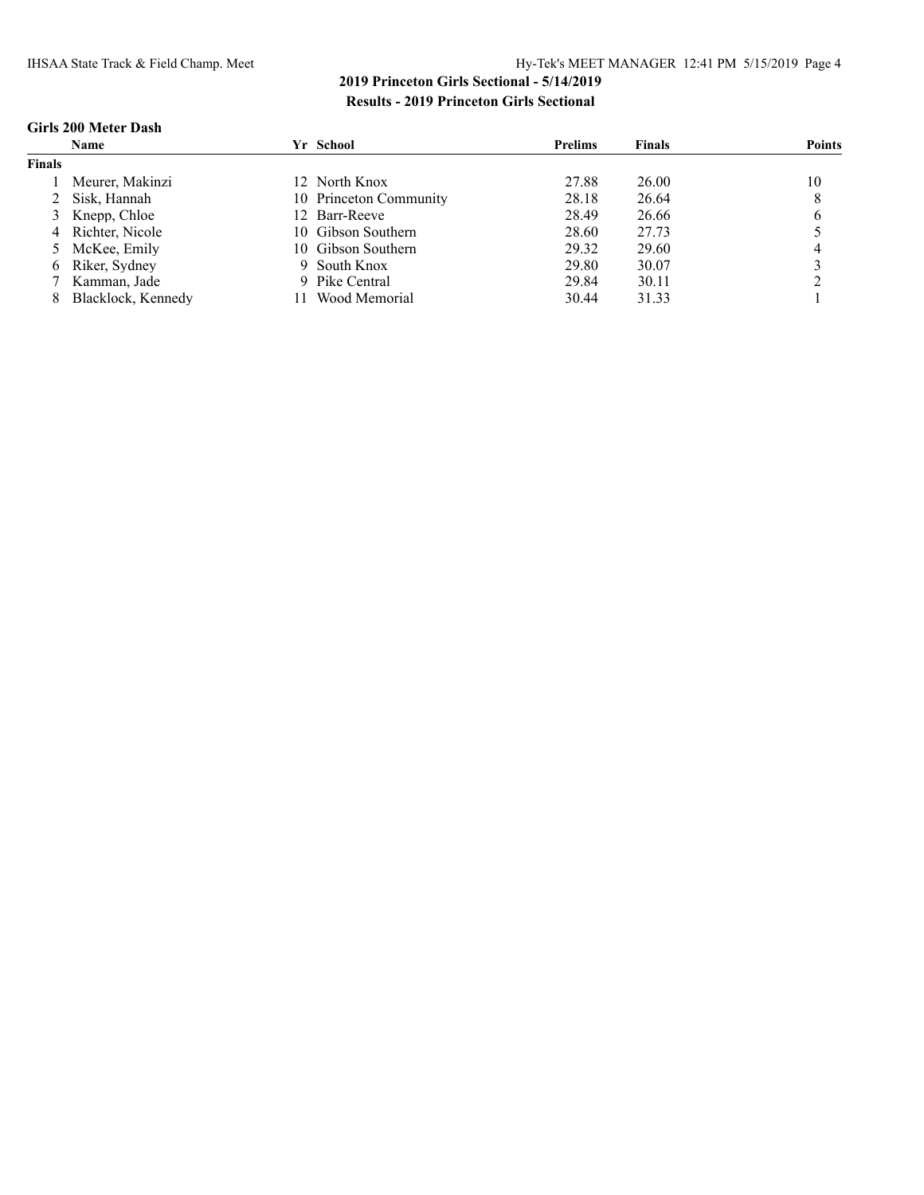## 2019 Princeton Girls Sectional - 5/14/2019

### Results - 2019 Princeton Girls Sectional

#### Girls 200 Meter Dash

| | Name | Yr | School | Prelims | Finals | Points |
|---|---|---|---|---|---|---|
| **Finals** | | | | | | |
| 1 | Meurer, Makinzi | 12 | North Knox | 27.88 | 26.00 | 10 |
| 2 | Sisk, Hannah | 10 | Princeton Community | 28.18 | 26.64 | 8 |
| 3 | Knepp, Chloe | 12 | Barr-Reeve | 28.49 | 26.66 | 6 |
| 4 | Richter, Nicole | 10 | Gibson Southern | 28.60 | 27.73 | 5 |
| 5 | McKee, Emily | 10 | Gibson Southern | 29.32 | 29.60 | 4 |
| 6 | Riker, Sydney | 9 | South Knox | 29.80 | 30.07 | 3 |
| 7 | Kamman, Jade | 9 | Pike Central | 29.84 | 30.11 | 2 |
| 8 | Blacklock, Kennedy | 11 | Wood Memorial | 30.44 | 31.33 | 1 |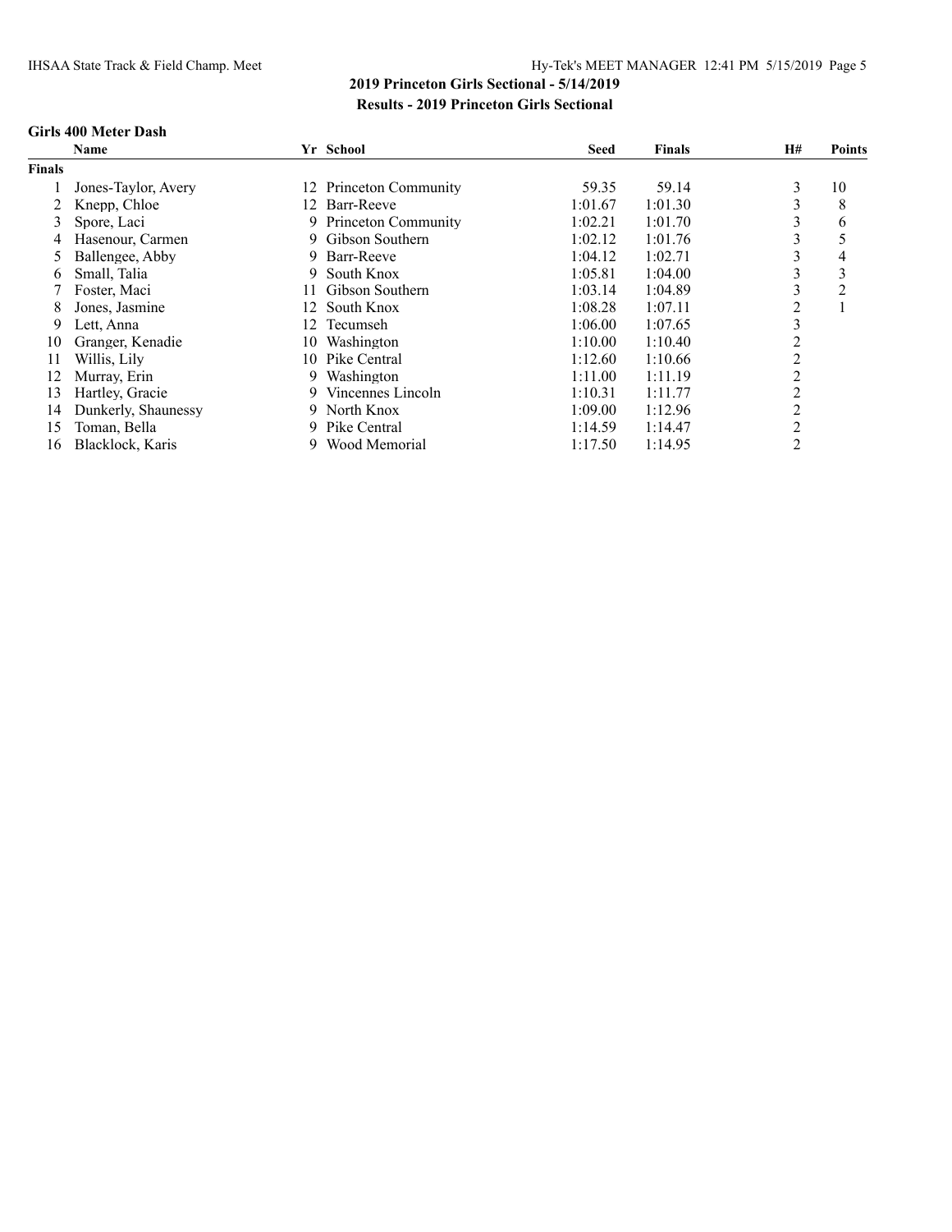## 2019 Princeton Girls Sectional - 5/14/2019

## Results - 2019 Princeton Girls Sectional

### Girls 400 Meter Dash

| | Name | Yr | School | Seed | Finals | H# | Points |
|---|---|---|---|---|---|---|---|
| **Finals** | | | | | | | |
| 1 | Jones-Taylor, Avery | 12 | Princeton Community | 59.35 | 59.14 | 3 | 10 |
| 2 | Knepp, Chloe | 12 | Barr-Reeve | 1:01.67 | 1:01.30 | 3 | 8 |
| 3 | Spore, Laci | 9 | Princeton Community | 1:02.21 | 1:01.70 | 3 | 6 |
| 4 | Hasenour, Carmen | 9 | Gibson Southern | 1:02.12 | 1:01.76 | 3 | 5 |
| 5 | Ballengee, Abby | 9 | Barr-Reeve | 1:04.12 | 1:02.71 | 3 | 4 |
| 6 | Small, Talia | 9 | South Knox | 1:05.81 | 1:04.00 | 3 | 3 |
| 7 | Foster, Maci | 11 | Gibson Southern | 1:03.14 | 1:04.89 | 3 | 2 |
| 8 | Jones, Jasmine | 12 | South Knox | 1:08.28 | 1:07.11 | 2 | 1 |
| 9 | Lett, Anna | 12 | Tecumseh | 1:06.00 | 1:07.65 | 3 | |
| 10 | Granger, Kenadie | 10 | Washington | 1:10.00 | 1:10.40 | 2 | |
| 11 | Willis, Lily | 10 | Pike Central | 1:12.60 | 1:10.66 | 2 | |
| 12 | Murray, Erin | 9 | Washington | 1:11.00 | 1:11.19 | 2 | |
| 13 | Hartley, Gracie | 9 | Vincennes Lincoln | 1:10.31 | 1:11.77 | 2 | |
| 14 | Dunkerly, Shaunessy | 9 | North Knox | 1:09.00 | 1:12.96 | 2 | |
| 15 | Toman, Bella | 9 | Pike Central | 1:14.59 | 1:14.47 | 2 | |
| 16 | Blacklock, Karis | 9 | Wood Memorial | 1:17.50 | 1:14.95 | 2 | |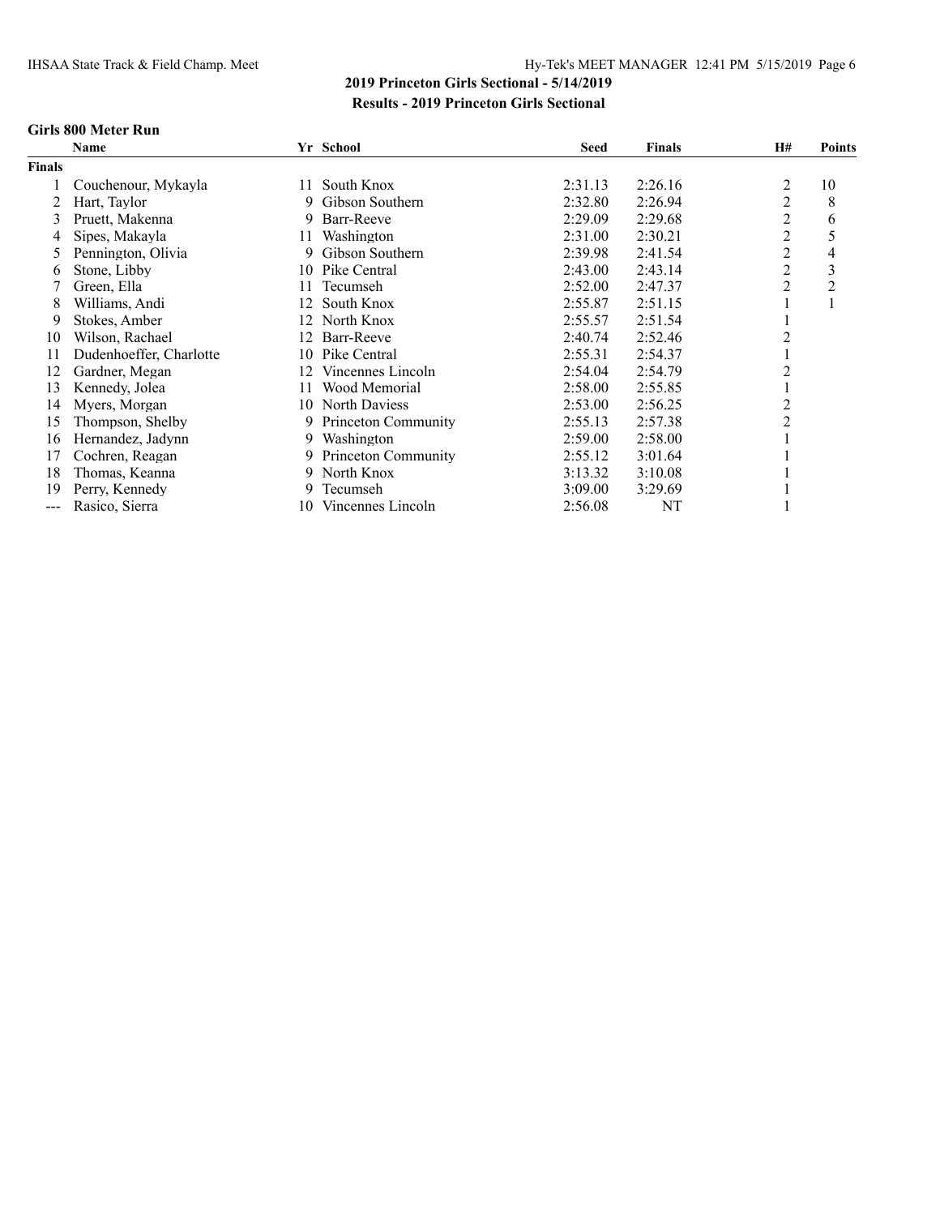## 2019 Princeton Girls Sectional - 5/14/2019

### Results - 2019 Princeton Girls Sectional

#### Girls 800 Meter Run

| | Name | Yr | School | Seed | Finals | H# | Points |
|---|---|---|---|---|---|---|---|
| **Finals** | | | | | | | |
| 1 | Couchenour, Mykayla | 11 | South Knox | 2:31.13 | 2:26.16 | 2 | 10 |
| 2 | Hart, Taylor | 9 | Gibson Southern | 2:32.80 | 2:26.94 | 2 | 8 |
| 3 | Pruett, Makenna | 9 | Barr-Reeve | 2:29.09 | 2:29.68 | 2 | 6 |
| 4 | Sipes, Makayla | 11 | Washington | 2:31.00 | 2:30.21 | 2 | 5 |
| 5 | Pennington, Olivia | 9 | Gibson Southern | 2:39.98 | 2:41.54 | 2 | 4 |
| 6 | Stone, Libby | 10 | Pike Central | 2:43.00 | 2:43.14 | 2 | 3 |
| 7 | Green, Ella | 11 | Tecumseh | 2:52.00 | 2:47.37 | 2 | 2 |
| 8 | Williams, Andi | 12 | South Knox | 2:55.87 | 2:51.15 | 1 | 1 |
| 9 | Stokes, Amber | 12 | North Knox | 2:55.57 | 2:51.54 | 1 | |
| 10 | Wilson, Rachael | 12 | Barr-Reeve | 2:40.74 | 2:52.46 | 2 | |
| 11 | Dudenhoeffer, Charlotte | 10 | Pike Central | 2:55.31 | 2:54.37 | 1 | |
| 12 | Gardner, Megan | 12 | Vincennes Lincoln | 2:54.04 | 2:54.79 | 2 | |
| 13 | Kennedy, Jolea | 11 | Wood Memorial | 2:58.00 | 2:55.85 | 1 | |
| 14 | Myers, Morgan | 10 | North Daviess | 2:53.00 | 2:56.25 | 2 | |
| 15 | Thompson, Shelby | 9 | Princeton Community | 2:55.13 | 2:57.38 | 2 | |
| 16 | Hernandez, Jadynn | 9 | Washington | 2:59.00 | 2:58.00 | 1 | |
| 17 | Cochren, Reagan | 9 | Princeton Community | 2:55.12 | 3:01.64 | 1 | |
| 18 | Thomas, Keanna | 9 | North Knox | 3:13.32 | 3:10.08 | 1 | |
| 19 | Perry, Kennedy | 9 | Tecumseh | 3:09.00 | 3:29.69 | 1 | |
| --- | Rasico, Sierra | 10 | Vincennes Lincoln | 2:56.08 | NT | 1 | |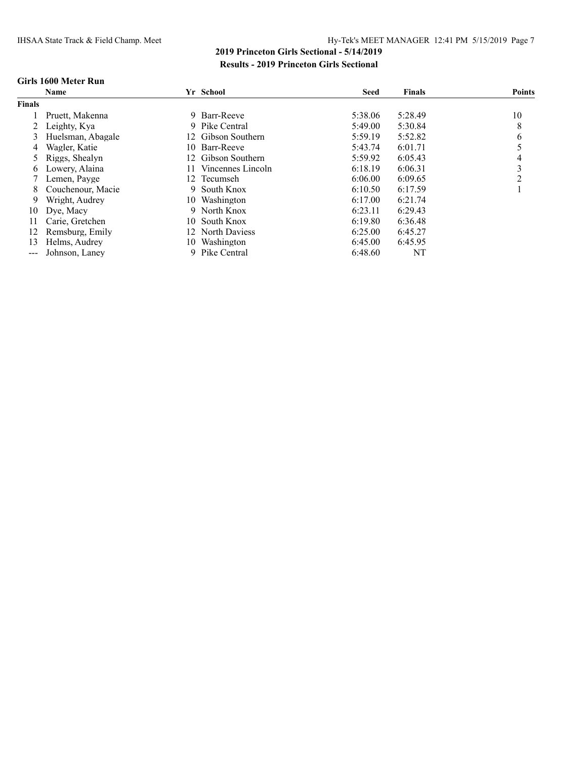## 2019 Princeton Girls Sectional - 5/14/2019

### Results - 2019 Princeton Girls Sectional

#### Girls 1600 Meter Run

| | Name | Yr | School | Seed | Finals | Points |
|---|---|---|---|---|---|---|
| **Finals** | | | | | | |
| 1 | Pruett, Makenna | 9 | Barr-Reeve | 5:38.06 | 5:28.49 | 10 |
| 2 | Leighty, Kya | 9 | Pike Central | 5:49.00 | 5:30.84 | 8 |
| 3 | Huelsman, Abagale | 12 | Gibson Southern | 5:59.19 | 5:52.82 | 6 |
| 4 | Wagler, Katie | 10 | Barr-Reeve | 5:43.74 | 6:01.71 | 5 |
| 5 | Riggs, Shealyn | 12 | Gibson Southern | 5:59.92 | 6:05.43 | 4 |
| 6 | Lowery, Alaina | 11 | Vincennes Lincoln | 6:18.19 | 6:06.31 | 3 |
| 7 | Lemen, Payge | 12 | Tecumseh | 6:06.00 | 6:09.65 | 2 |
| 8 | Couchenour, Macie | 9 | South Knox | 6:10.50 | 6:17.59 | 1 |
| 9 | Wright, Audrey | 10 | Washington | 6:17.00 | 6:21.74 | |
| 10 | Dye, Macy | 9 | North Knox | 6:23.11 | 6:29.43 | |
| 11 | Carie, Gretchen | 10 | South Knox | 6:19.80 | 6:36.48 | |
| 12 | Remsburg, Emily | 12 | North Daviess | 6:25.00 | 6:45.27 | |
| 13 | Helms, Audrey | 10 | Washington | 6:45.00 | 6:45.95 | |
| --- | Johnson, Laney | 9 | Pike Central | 6:48.60 | NT | |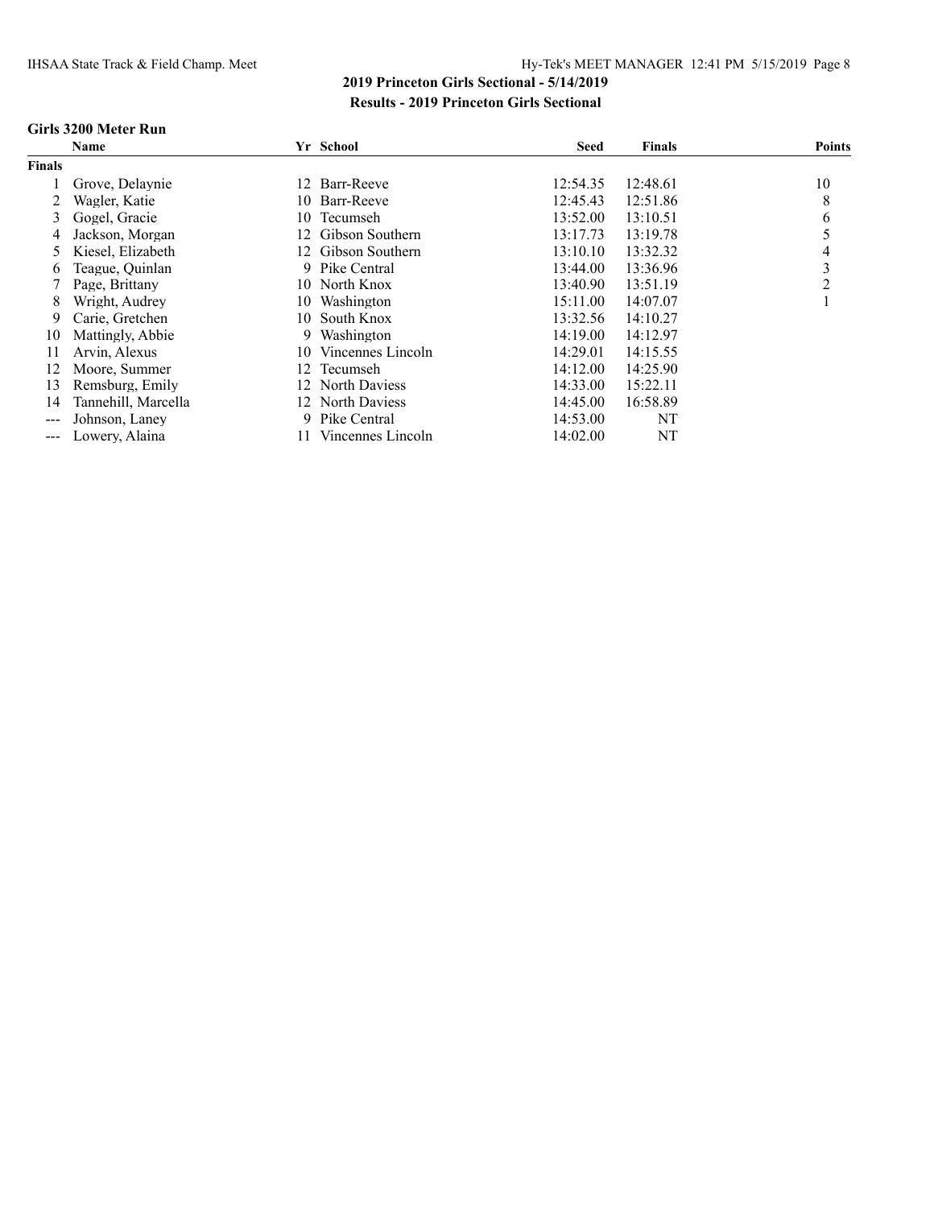## 2019 Princeton Girls Sectional - 5/14/2019

### Results - 2019 Princeton Girls Sectional

#### Girls 3200 Meter Run

| | Name | Yr | School | Seed | Finals | Points |
|---|---|---|---|---|---|---|
| **Finals** | | | | | | |
| 1 | Grove, Delaynie | 12 | Barr-Reeve | 12:54.35 | 12:48.61 | 10 |
| 2 | Wagler, Katie | 10 | Barr-Reeve | 12:45.43 | 12:51.86 | 8 |
| 3 | Gogel, Gracie | 10 | Tecumseh | 13:52.00 | 13:10.51 | 6 |
| 4 | Jackson, Morgan | 12 | Gibson Southern | 13:17.73 | 13:19.78 | 5 |
| 5 | Kiesel, Elizabeth | 12 | Gibson Southern | 13:10.10 | 13:32.32 | 4 |
| 6 | Teague, Quinlan | 9 | Pike Central | 13:44.00 | 13:36.96 | 3 |
| 7 | Page, Brittany | 10 | North Knox | 13:40.90 | 13:51.19 | 2 |
| 8 | Wright, Audrey | 10 | Washington | 15:11.00 | 14:07.07 | 1 |
| 9 | Carie, Gretchen | 10 | South Knox | 13:32.56 | 14:10.27 | |
| 10 | Mattingly, Abbie | 9 | Washington | 14:19.00 | 14:12.97 | |
| 11 | Arvin, Alexus | 10 | Vincennes Lincoln | 14:29.01 | 14:15.55 | |
| 12 | Moore, Summer | 12 | Tecumseh | 14:12.00 | 14:25.90 | |
| 13 | Remsburg, Emily | 12 | North Daviess | 14:33.00 | 15:22.11 | |
| 14 | Tannehill, Marcella | 12 | North Daviess | 14:45.00 | 16:58.89 | |
| --- | Johnson, Laney | 9 | Pike Central | 14:53.00 | NT | |
| --- | Lowery, Alaina | 11 | Vincennes Lincoln | 14:02.00 | NT | |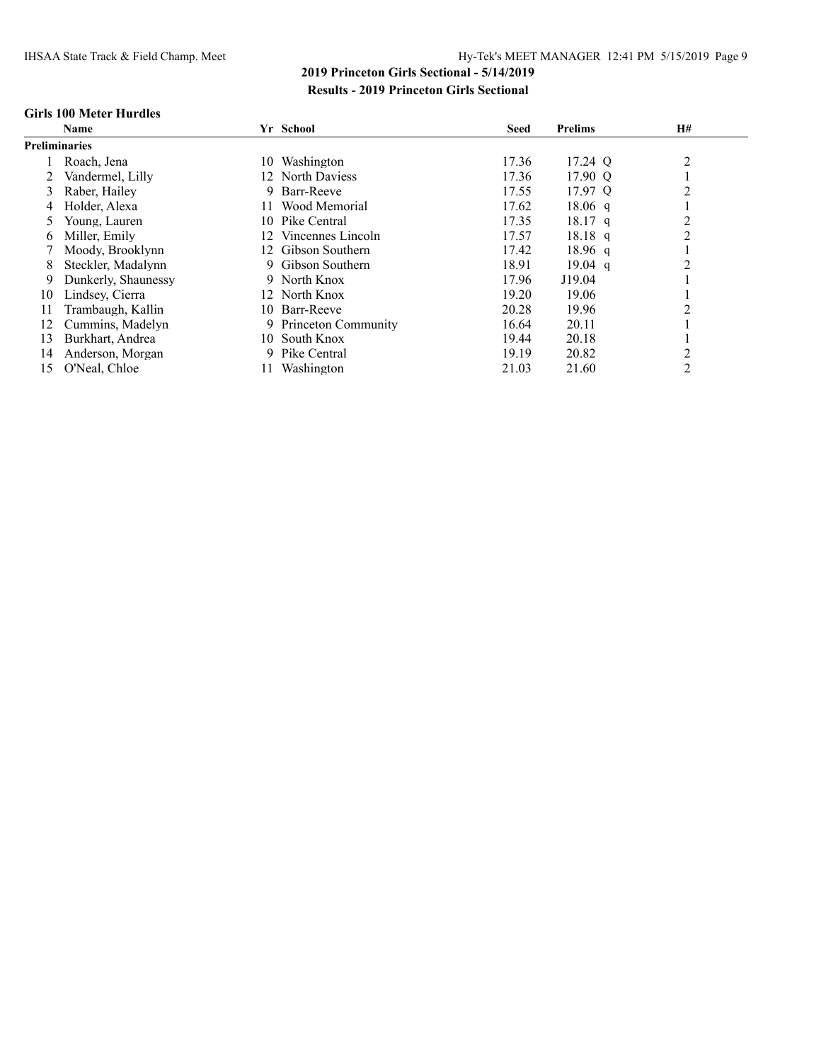## 2019 Princeton Girls Sectional - 5/14/2019

### Results - 2019 Princeton Girls Sectional

#### Girls 100 Meter Hurdles

| | Name | Yr | School | Seed | Prelims | H# |
|---|---|---|---|---|---|---|
| **Preliminaries** | | | | | | |
| 1 | Roach, Jena | 10 | Washington | 17.36 | 17.24 Q | 2 |
| 2 | Vandermel, Lilly | 12 | North Daviess | 17.36 | 17.90 Q | 1 |
| 3 | Raber, Hailey | 9 | Barr-Reeve | 17.55 | 17.97 Q | 2 |
| 4 | Holder, Alexa | 11 | Wood Memorial | 17.62 | 18.06 q | 1 |
| 5 | Young, Lauren | 10 | Pike Central | 17.35 | 18.17 q | 2 |
| 6 | Miller, Emily | 12 | Vincennes Lincoln | 17.57 | 18.18 q | 2 |
| 7 | Moody, Brooklynn | 12 | Gibson Southern | 17.42 | 18.96 q | 1 |
| 8 | Steckler, Madalynn | 9 | Gibson Southern | 18.91 | 19.04 q | 2 |
| 9 | Dunkerly, Shaunessy | 9 | North Knox | 17.96 | J19.04 | 1 |
| 10 | Lindsey, Cierra | 12 | North Knox | 19.20 | 19.06 | 1 |
| 11 | Trambaugh, Kallin | 10 | Barr-Reeve | 20.28 | 19.96 | 2 |
| 12 | Cummins, Madelyn | 9 | Princeton Community | 16.64 | 20.11 | 1 |
| 13 | Burkhart, Andrea | 10 | South Knox | 19.44 | 20.18 | 1 |
| 14 | Anderson, Morgan | 9 | Pike Central | 19.19 | 20.82 | 2 |
| 15 | O'Neal, Chloe | 11 | Washington | 21.03 | 21.60 | 2 |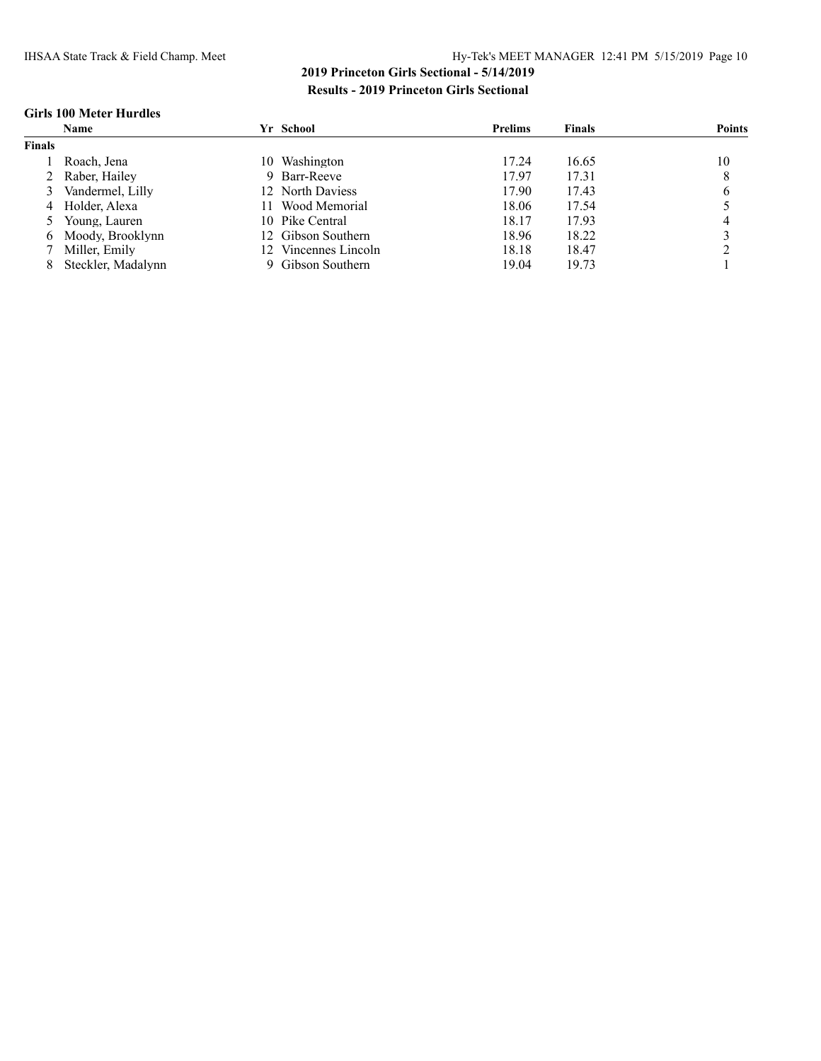## 2019 Princeton Girls Sectional - 5/14/2019

### Results - 2019 Princeton Girls Sectional

#### Girls 100 Meter Hurdles

| | Name | Yr | School | Prelims | Finals | Points |
|---|---|---|---|---|---|---|
| **Finals** | | | | | | |
| 1 | Roach, Jena | 10 | Washington | 17.24 | 16.65 | 10 |
| 2 | Raber, Hailey | 9 | Barr-Reeve | 17.97 | 17.31 | 8 |
| 3 | Vandermel, Lilly | 12 | North Daviess | 17.90 | 17.43 | 6 |
| 4 | Holder, Alexa | 11 | Wood Memorial | 18.06 | 17.54 | 5 |
| 5 | Young, Lauren | 10 | Pike Central | 18.17 | 17.93 | 4 |
| 6 | Moody, Brooklynn | 12 | Gibson Southern | 18.96 | 18.22 | 3 |
| 7 | Miller, Emily | 12 | Vincennes Lincoln | 18.18 | 18.47 | 2 |
| 8 | Steckler, Madalynn | 9 | Gibson Southern | 19.04 | 19.73 | 1 |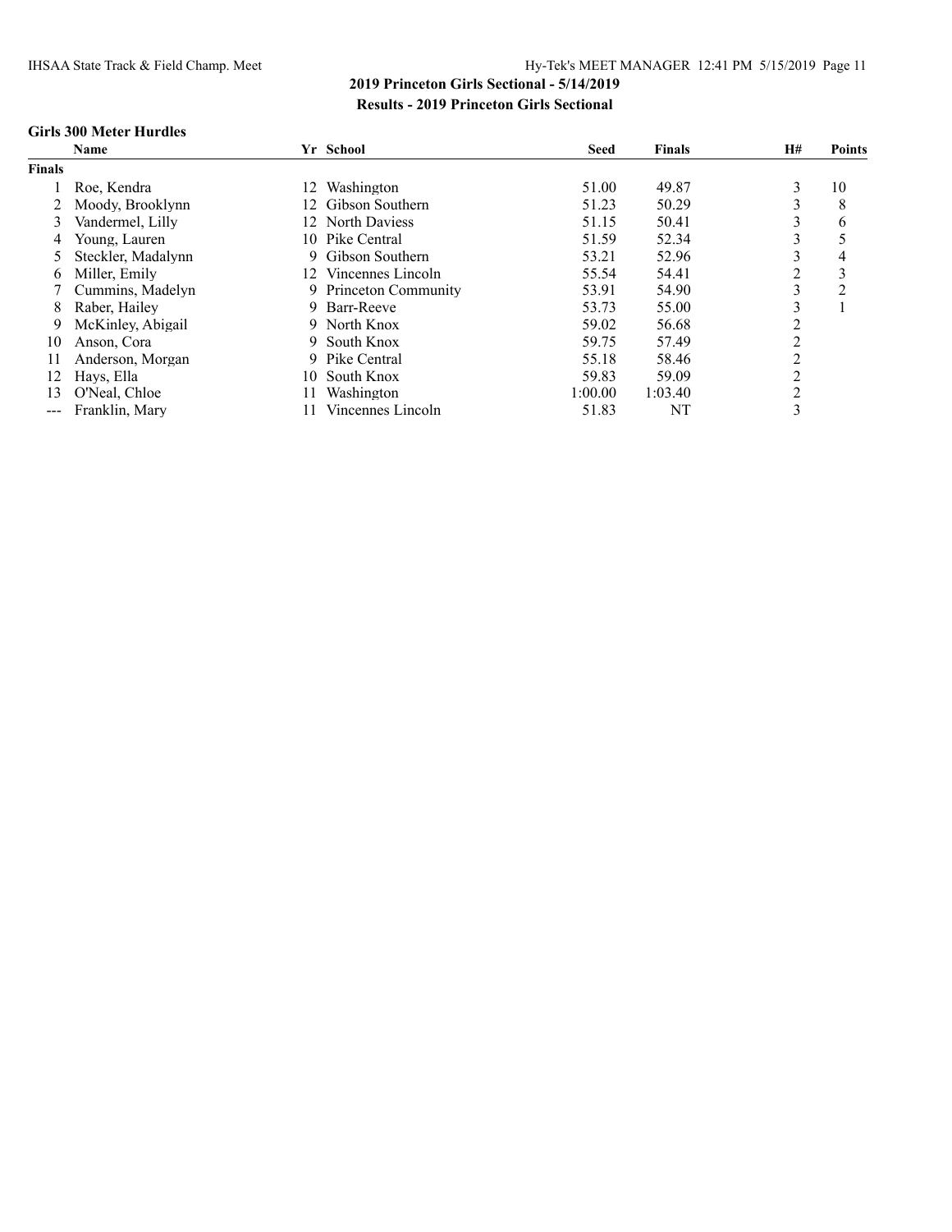## 2019 Princeton Girls Sectional - 5/14/2019

### Results - 2019 Princeton Girls Sectional

#### Girls 300 Meter Hurdles

| | Name | Yr | School | Seed | Finals | H# | Points |
|---|---|---|---|---|---|---|---|
| **Finals** | | | | | | | |
| 1 | Roe, Kendra | 12 | Washington | 51.00 | 49.87 | 3 | 10 |
| 2 | Moody, Brooklynn | 12 | Gibson Southern | 51.23 | 50.29 | 3 | 8 |
| 3 | Vandermel, Lilly | 12 | North Daviess | 51.15 | 50.41 | 3 | 6 |
| 4 | Young, Lauren | 10 | Pike Central | 51.59 | 52.34 | 3 | 5 |
| 5 | Steckler, Madalynn | 9 | Gibson Southern | 53.21 | 52.96 | 3 | 4 |
| 6 | Miller, Emily | 12 | Vincennes Lincoln | 55.54 | 54.41 | 2 | 3 |
| 7 | Cummins, Madelyn | 9 | Princeton Community | 53.91 | 54.90 | 3 | 2 |
| 8 | Raber, Hailey | 9 | Barr-Reeve | 53.73 | 55.00 | 3 | 1 |
| 9 | McKinley, Abigail | 9 | North Knox | 59.02 | 56.68 | 2 | |
| 10 | Anson, Cora | 9 | South Knox | 59.75 | 57.49 | 2 | |
| 11 | Anderson, Morgan | 9 | Pike Central | 55.18 | 58.46 | 2 | |
| 12 | Hays, Ella | 10 | South Knox | 59.83 | 59.09 | 2 | |
| 13 | O'Neal, Chloe | 11 | Washington | 1:00.00 | 1:03.40 | 2 | |
| --- | Franklin, Mary | 11 | Vincennes Lincoln | 51.83 | NT | 3 | |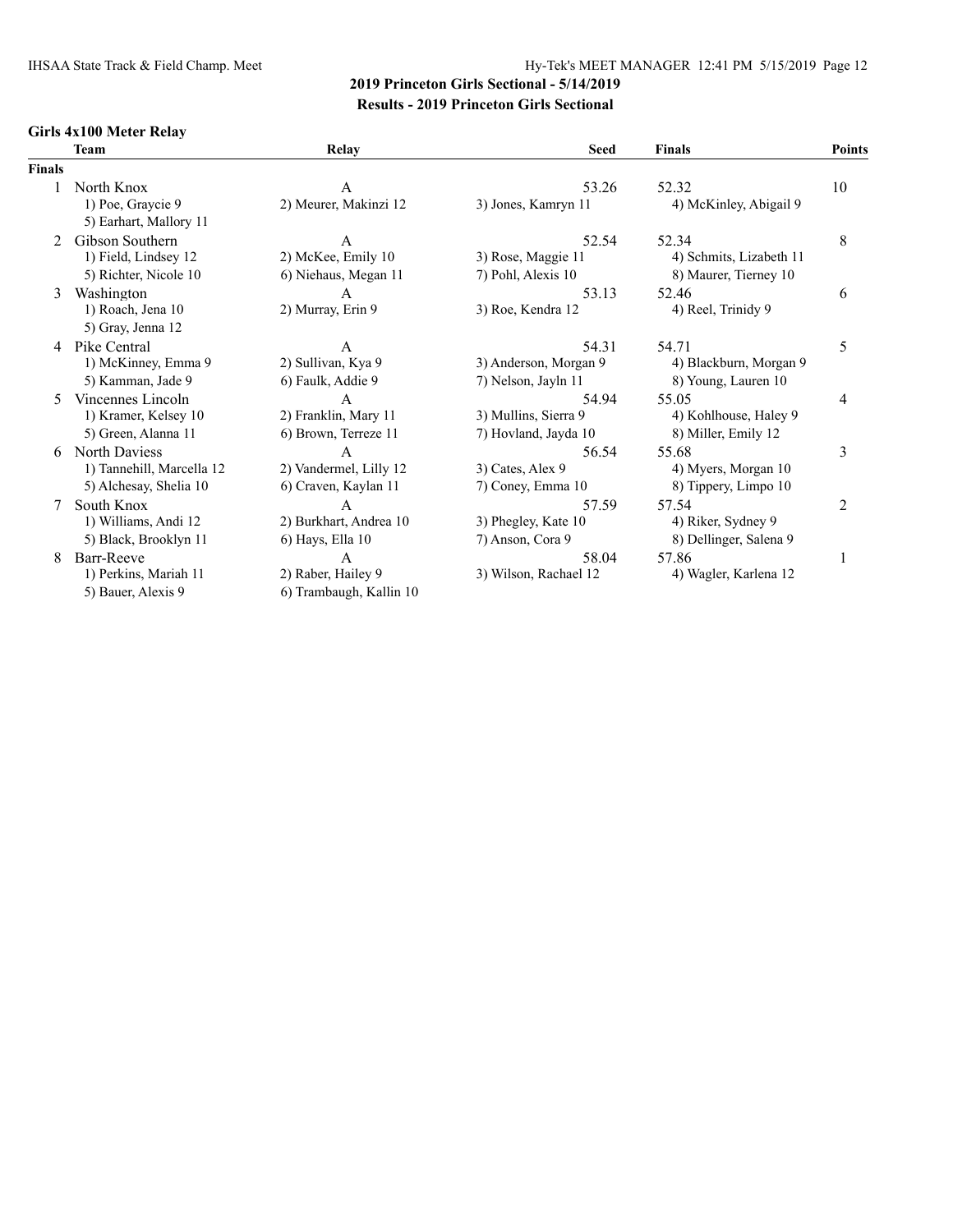## 2019 Princeton Girls Sectional - 5/14/2019

### Results - 2019 Princeton Girls Sectional

#### Girls 4x100 Meter Relay

| | Team | Relay | Seed | Finals | Points |
|---|---|---|---|---|---|
| **Finals** | | | | | |
| 1 | North Knox | A | 53.26 | 52.32 | 10 |
| | 1) Poe, Graycie 9 | 2) Meurer, Makinzi 12 | 3) Jones, Kamryn 11 | 4) McKinley, Abigail 9 | |
| | 5) Earhart, Mallory 11 | | | | |
| 2 | Gibson Southern | A | 52.54 | 52.34 | 8 |
| | 1) Field, Lindsey 12 | 2) McKee, Emily 10 | 3) Rose, Maggie 11 | 4) Schmits, Lizabeth 11 | |
| | 5) Richter, Nicole 10 | 6) Niehaus, Megan 11 | 7) Pohl, Alexis 10 | 8) Maurer, Tierney 10 | |
| 3 | Washington | A | 53.13 | 52.46 | 6 |
| | 1) Roach, Jena 10 | 2) Murray, Erin 9 | 3) Roe, Kendra 12 | 4) Reel, Trinidy 9 | |
| | 5) Gray, Jenna 12 | | | | |
| 4 | Pike Central | A | 54.31 | 54.71 | 5 |
| | 1) McKinney, Emma 9 | 2) Sullivan, Kya 9 | 3) Anderson, Morgan 9 | 4) Blackburn, Morgan 9 | |
| | 5) Kamman, Jade 9 | 6) Faulk, Addie 9 | 7) Nelson, Jayln 11 | 8) Young, Lauren 10 | |
| 5 | Vincennes Lincoln | A | 54.94 | 55.05 | 4 |
| | 1) Kramer, Kelsey 10 | 2) Franklin, Mary 11 | 3) Mullins, Sierra 9 | 4) Kohlhouse, Haley 9 | |
| | 5) Green, Alanna 11 | 6) Brown, Terreze 11 | 7) Hovland, Jayda 10 | 8) Miller, Emily 12 | |
| 6 | North Daviess | A | 56.54 | 55.68 | 3 |
| | 1) Tannehill, Marcella 12 | 2) Vandermel, Lilly 12 | 3) Cates, Alex 9 | 4) Myers, Morgan 10 | |
| | 5) Alchesay, Shelia 10 | 6) Craven, Kaylan 11 | 7) Coney, Emma 10 | 8) Tippery, Limpo 10 | |
| 7 | South Knox | A | 57.59 | 57.54 | 2 |
| | 1) Williams, Andi 12 | 2) Burkhart, Andrea 10 | 3) Phegley, Kate 10 | 4) Riker, Sydney 9 | |
| | 5) Black, Brooklyn 11 | 6) Hays, Ella 10 | 7) Anson, Cora 9 | 8) Dellinger, Salena 9 | |
| 8 | Barr-Reeve | A | 58.04 | 57.86 | 1 |
| | 1) Perkins, Mariah 11 | 2) Raber, Hailey 9 | 3) Wilson, Rachael 12 | 4) Wagler, Karlena 12 | |
| | 5) Bauer, Alexis 9 | 6) Trambaugh, Kallin 10 | | | |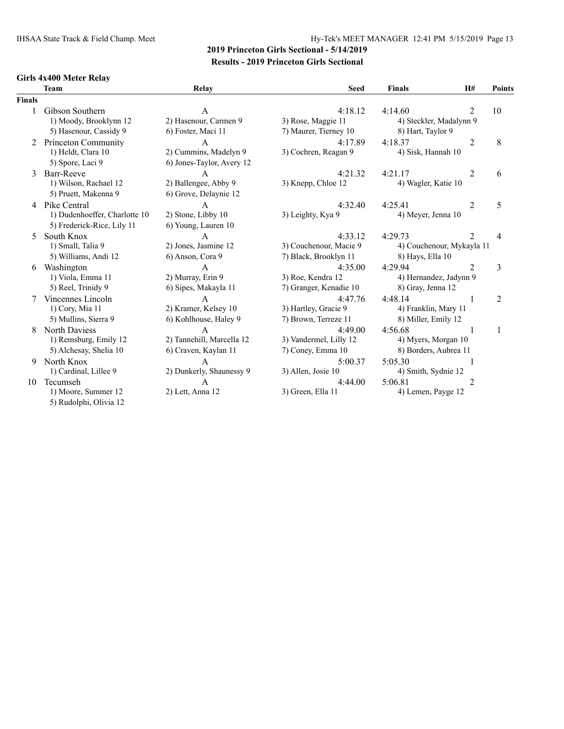## 2019 Princeton Girls Sectional - 5/14/2019

### Results - 2019 Princeton Girls Sectional

#### Girls 4x400 Meter Relay

| | Team | Relay | Seed | Finals | H# | Points |
|---|---|---|---|---|---|---|
| **Finals** | | | | | | |
| 1 | Gibson Southern | A | 4:18.12 | 4:14.60 | 2 | 10 |
| | 1) Moody, Brooklynn 12 | 2) Hasenour, Carmen 9 | 3) Rose, Maggie 11 | 4) Steckler, Madalynn 9 | | |
| | 5) Hasenour, Cassidy 9 | 6) Foster, Maci 11 | 7) Maurer, Tierney 10 | 8) Hart, Taylor 9 | | |
| 2 | Princeton Community | A | 4:17.89 | 4:18.37 | 2 | 8 |
| | 1) Heldt, Clara 10 | 2) Cummins, Madelyn 9 | 3) Cochren, Reagan 9 | 4) Sisk, Hannah 10 | | |
| | 5) Spore, Laci 9 | 6) Jones-Taylor, Avery 12 | | | | |
| 3 | Barr-Reeve | A | 4:21.32 | 4:21.17 | 2 | 6 |
| | 1) Wilson, Rachael 12 | 2) Ballengee, Abby 9 | 3) Knepp, Chloe 12 | 4) Wagler, Katie 10 | | |
| | 5) Pruett, Makenna 9 | 6) Grove, Delaynie 12 | | | | |
| 4 | Pike Central | A | 4:32.40 | 4:25.41 | 2 | 5 |
| | 1) Dudenhoeffer, Charlotte 10 | 2) Stone, Libby 10 | 3) Leighty, Kya 9 | 4) Meyer, Jenna 10 | | |
| | 5) Frederick-Rice, Lily 11 | 6) Young, Lauren 10 | | | | |
| 5 | South Knox | A | 4:33.12 | 4:29.73 | 2 | 4 |
| | 1) Small, Talia 9 | 2) Jones, Jasmine 12 | 3) Couchenour, Macie 9 | 4) Couchenour, Mykayla 11 | | |
| | 5) Williams, Andi 12 | 6) Anson, Cora 9 | 7) Black, Brooklyn 11 | 8) Hays, Ella 10 | | |
| 6 | Washington | A | 4:35.00 | 4:29.94 | 2 | 3 |
| | 1) Viola, Emma 11 | 2) Murray, Erin 9 | 3) Roe, Kendra 12 | 4) Hernandez, Jadynn 9 | | |
| | 5) Reel, Trinidy 9 | 6) Sipes, Makayla 11 | 7) Granger, Kenadie 10 | 8) Gray, Jenna 12 | | |
| 7 | Vincennes Lincoln | A | 4:47.76 | 4:48.14 | 1 | 2 |
| | 1) Cory, Mia 11 | 2) Kramer, Kelsey 10 | 3) Hartley, Gracie 9 | 4) Franklin, Mary 11 | | |
| | 5) Mullins, Sierra 9 | 6) Kohlhouse, Haley 9 | 7) Brown, Terreze 11 | 8) Miller, Emily 12 | | |
| 8 | North Daviess | A | 4:49.00 | 4:56.68 | 1 | 1 |
| | 1) Remsburg, Emily 12 | 2) Tannehill, Marcella 12 | 3) Vandermel, Lilly 12 | 4) Myers, Morgan 10 | | |
| | 5) Alchesay, Shelia 10 | 6) Craven, Kaylan 11 | 7) Coney, Emma 10 | 8) Borders, Aubrea 11 | | |
| 9 | North Knox | A | 5:00.37 | 5:05.30 | 1 | |
| | 1) Cardinal, Lillee 9 | 2) Dunkerly, Shaunessy 9 | 3) Allen, Josie 10 | 4) Smith, Sydnie 12 | | |
| 10 | Tecumseh | A | 4:44.00 | 5:06.81 | 2 | |
| | 1) Moore, Summer 12 | 2) Lett, Anna 12 | 3) Green, Ella 11 | 4) Lemen, Payge 12 | | |
| | 5) Rudolphi, Olivia 12 | | | | | |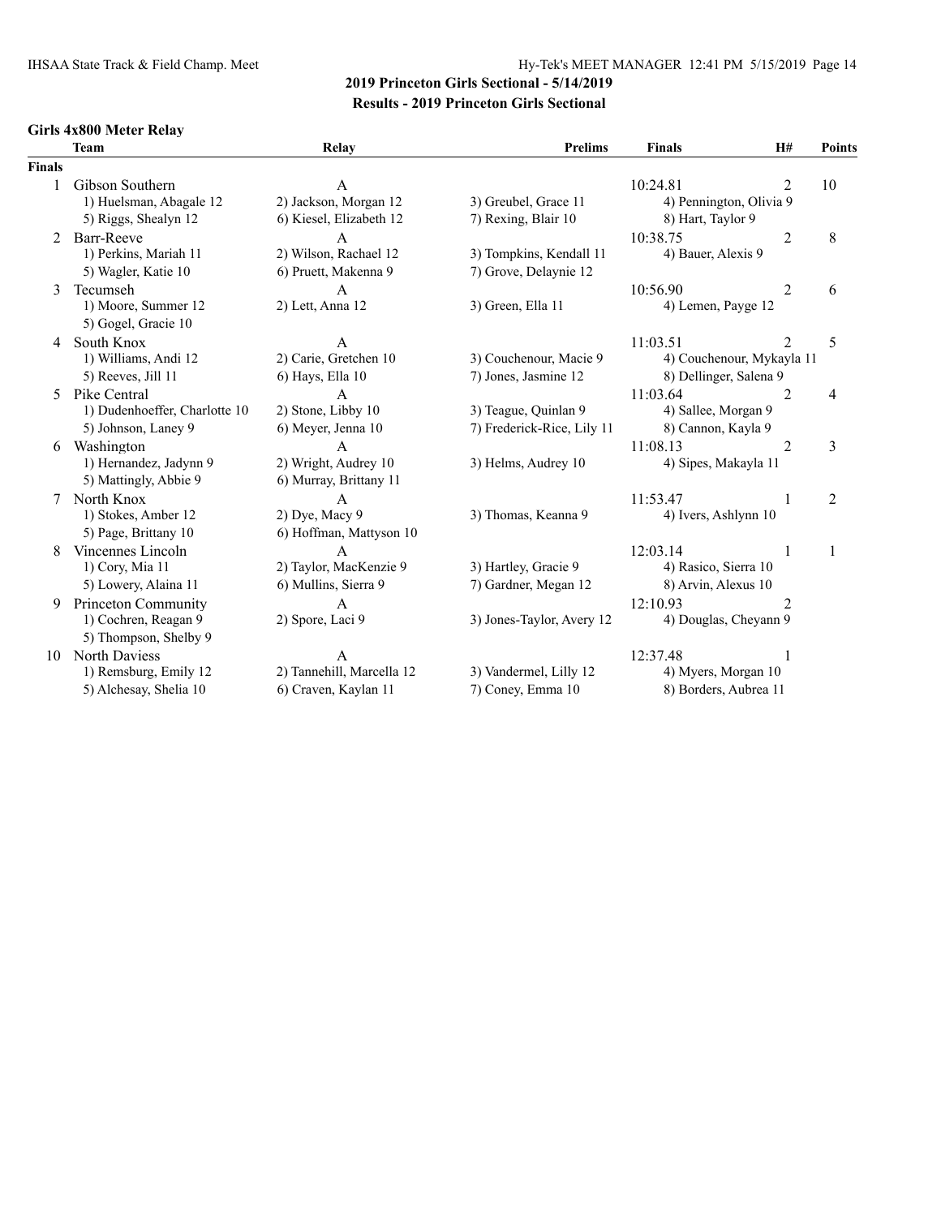## 2019 Princeton Girls Sectional - 5/14/2019

### Results - 2019 Princeton Girls Sectional

#### Girls 4x800 Meter Relay

| | Team | Relay | Prelims | Finals | H# | Points |
|---|---|---|---|---|---|---|
| **Finals** | | | | | | |
| 1 | Gibson Southern | A | | 10:24.81 | 2 | 10 |
| | 1) Huelsman, Abagale 12 | 2) Jackson, Morgan 12 | 3) Greubel, Grace 11 | 4) Pennington, Olivia 9 | | |
| | 5) Riggs, Shealyn 12 | 6) Kiesel, Elizabeth 12 | 7) Rexing, Blair 10 | 8) Hart, Taylor 9 | | |
| 2 | Barr-Reeve | A | | 10:38.75 | 2 | 8 |
| | 1) Perkins, Mariah 11 | 2) Wilson, Rachael 12 | 3) Tompkins, Kendall 11 | 4) Bauer, Alexis 9 | | |
| | 5) Wagler, Katie 10 | 6) Pruett, Makenna 9 | 7) Grove, Delaynie 12 | | | |
| 3 | Tecumseh | A | | 10:56.90 | 2 | 6 |
| | 1) Moore, Summer 12 | 2) Lett, Anna 12 | 3) Green, Ella 11 | 4) Lemen, Payge 12 | | |
| | 5) Gogel, Gracie 10 | | | | | |
| 4 | South Knox | A | | 11:03.51 | 2 | 5 |
| | 1) Williams, Andi 12 | 2) Carie, Gretchen 10 | 3) Couchenour, Macie 9 | 4) Couchenour, Mykayla 11 | | |
| | 5) Reeves, Jill 11 | 6) Hays, Ella 10 | 7) Jones, Jasmine 12 | 8) Dellinger, Salena 9 | | |
| 5 | Pike Central | A | | 11:03.64 | 2 | 4 |
| | 1) Dudenhoeffer, Charlotte 10 | 2) Stone, Libby 10 | 3) Teague, Quinlan 9 | 4) Sallee, Morgan 9 | | |
| | 5) Johnson, Laney 9 | 6) Meyer, Jenna 10 | 7) Frederick-Rice, Lily 11 | 8) Cannon, Kayla 9 | | |
| 6 | Washington | A | | 11:08.13 | 2 | 3 |
| | 1) Hernandez, Jadynn 9 | 2) Wright, Audrey 10 | 3) Helms, Audrey 10 | 4) Sipes, Makayla 11 | | |
| | 5) Mattingly, Abbie 9 | 6) Murray, Brittany 11 | | | | |
| 7 | North Knox | A | | 11:53.47 | 1 | 2 |
| | 1) Stokes, Amber 12 | 2) Dye, Macy 9 | 3) Thomas, Keanna 9 | 4) Ivers, Ashlynn 10 | | |
| | 5) Page, Brittany 10 | 6) Hoffman, Mattyson 10 | | | | |
| 8 | Vincennes Lincoln | A | | 12:03.14 | 1 | 1 |
| | 1) Cory, Mia 11 | 2) Taylor, MacKenzie 9 | 3) Hartley, Gracie 9 | 4) Rasico, Sierra 10 | | |
| | 5) Lowery, Alaina 11 | 6) Mullins, Sierra 9 | 7) Gardner, Megan 12 | 8) Arvin, Alexus 10 | | |
| 9 | Princeton Community | A | | 12:10.93 | 2 | |
| | 1) Cochren, Reagan 9 | 2) Spore, Laci 9 | 3) Jones-Taylor, Avery 12 | 4) Douglas, Cheyann 9 | | |
| | 5) Thompson, Shelby 9 | | | | | |
| 10 | North Daviess | A | | 12:37.48 | 1 | |
| | 1) Remsburg, Emily 12 | 2) Tannehill, Marcella 12 | 3) Vandermel, Lilly 12 | 4) Myers, Morgan 10 | | |
| | 5) Alchesay, Shelia 10 | 6) Craven, Kaylan 11 | 7) Coney, Emma 10 | 8) Borders, Aubrea 11 | | |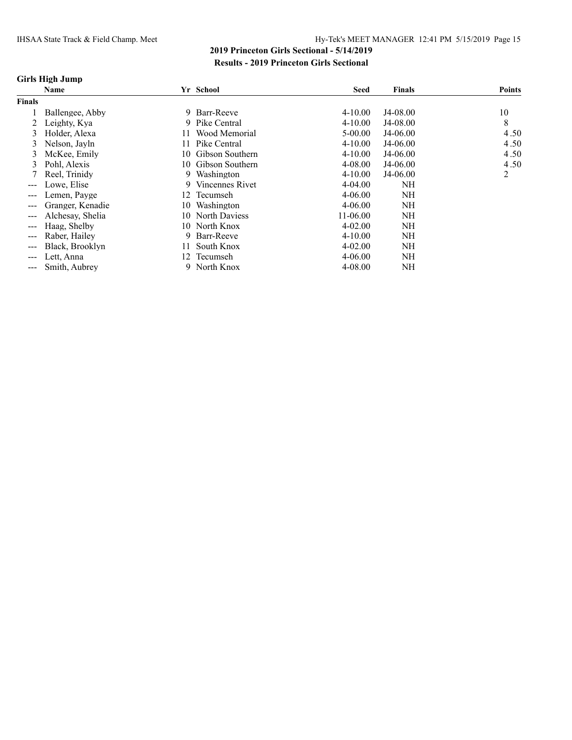## 2019 Princeton Girls Sectional - 5/14/2019

### Results - 2019 Princeton Girls Sectional

### Girls High Jump

| | Name | Yr | School | Seed | Finals | Points |
|---|---|---|---|---|---|---|
| **Finals** | | | | | | |
| 1 | Ballengee, Abby | 9 | Barr-Reeve | 4-10.00 | J4-08.00 | 10 |
| 2 | Leighty, Kya | 9 | Pike Central | 4-10.00 | J4-08.00 | 8 |
| 3 | Holder, Alexa | 11 | Wood Memorial | 5-00.00 | J4-06.00 | 4.50 |
| 3 | Nelson, Jayln | 11 | Pike Central | 4-10.00 | J4-06.00 | 4.50 |
| 3 | McKee, Emily | 10 | Gibson Southern | 4-10.00 | J4-06.00 | 4.50 |
| 3 | Pohl, Alexis | 10 | Gibson Southern | 4-08.00 | J4-06.00 | 4.50 |
| 7 | Reel, Trinidy | 9 | Washington | 4-10.00 | J4-06.00 | 2 |
| --- | Lowe, Elise | 9 | Vincennes Rivet | 4-04.00 | NH | |
| --- | Lemen, Payge | 12 | Tecumseh | 4-06.00 | NH | |
| --- | Granger, Kenadie | 10 | Washington | 4-06.00 | NH | |
| --- | Alchesay, Shelia | 10 | North Daviess | 11-06.00 | NH | |
| --- | Haag, Shelby | 10 | North Knox | 4-02.00 | NH | |
| --- | Raber, Hailey | 9 | Barr-Reeve | 4-10.00 | NH | |
| --- | Black, Brooklyn | 11 | South Knox | 4-02.00 | NH | |
| --- | Lett, Anna | 12 | Tecumseh | 4-06.00 | NH | |
| --- | Smith, Aubrey | 9 | North Knox | 4-08.00 | NH | |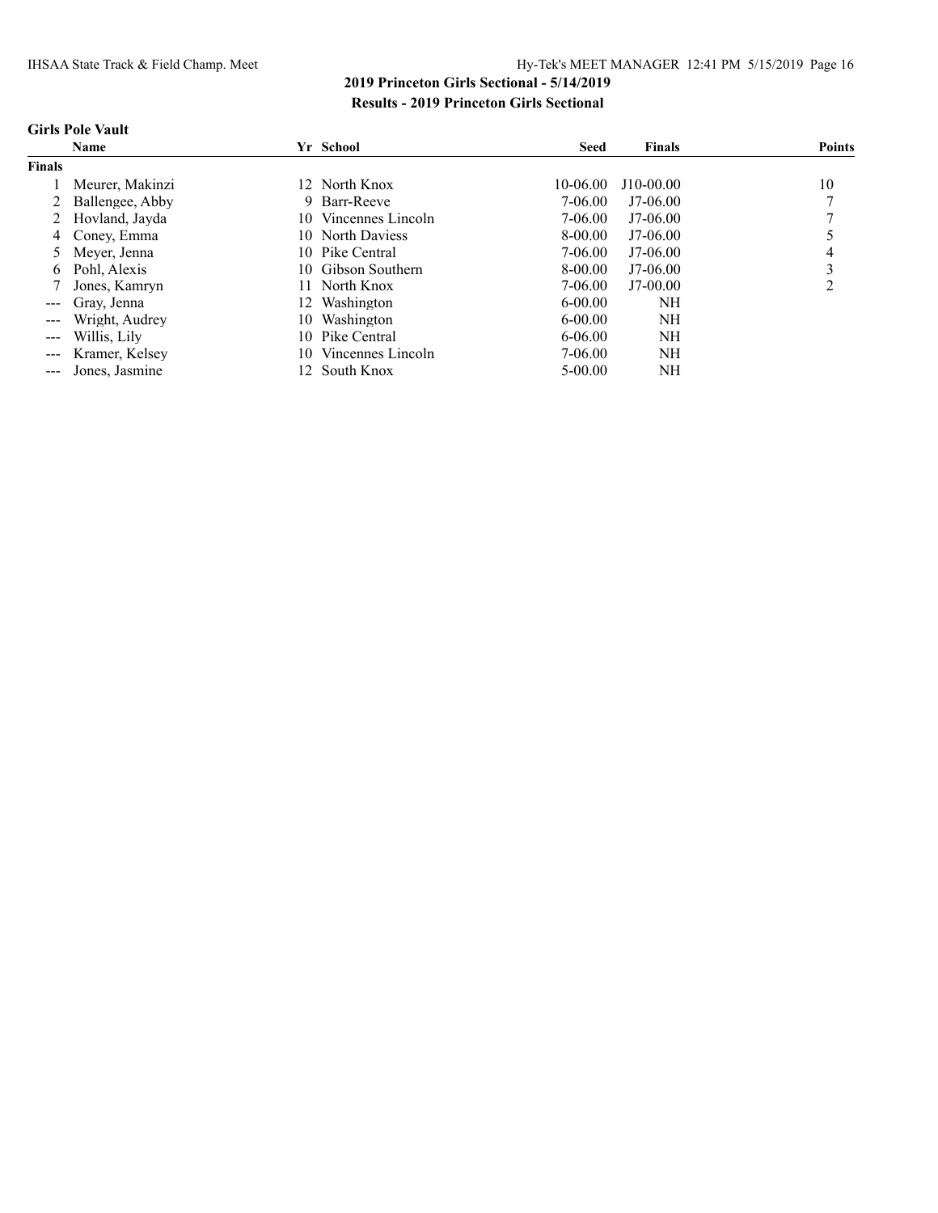## 2019 Princeton Girls Sectional - 5/14/2019

### Results - 2019 Princeton Girls Sectional

#### Girls Pole Vault

| | Name | Yr | School | Seed | Finals | Points |
|---|---|---|---|---|---|---|
| **Finals** | | | | | | |
| 1 | Meurer, Makinzi | 12 | North Knox | 10-06.00 | J10-00.00 | 10 |
| 2 | Ballengee, Abby | 9 | Barr-Reeve | 7-06.00 | J7-06.00 | 7 |
| 2 | Hovland, Jayda | 10 | Vincennes Lincoln | 7-06.00 | J7-06.00 | 7 |
| 4 | Coney, Emma | 10 | North Daviess | 8-00.00 | J7-06.00 | 5 |
| 5 | Meyer, Jenna | 10 | Pike Central | 7-06.00 | J7-06.00 | 4 |
| 6 | Pohl, Alexis | 10 | Gibson Southern | 8-00.00 | J7-06.00 | 3 |
| 7 | Jones, Kamryn | 11 | North Knox | 7-06.00 | J7-00.00 | 2 |
| --- | Gray, Jenna | 12 | Washington | 6-00.00 | NH | |
| --- | Wright, Audrey | 10 | Washington | 6-00.00 | NH | |
| --- | Willis, Lily | 10 | Pike Central | 6-06.00 | NH | |
| --- | Kramer, Kelsey | 10 | Vincennes Lincoln | 7-06.00 | NH | |
| --- | Jones, Jasmine | 12 | South Knox | 5-00.00 | NH | |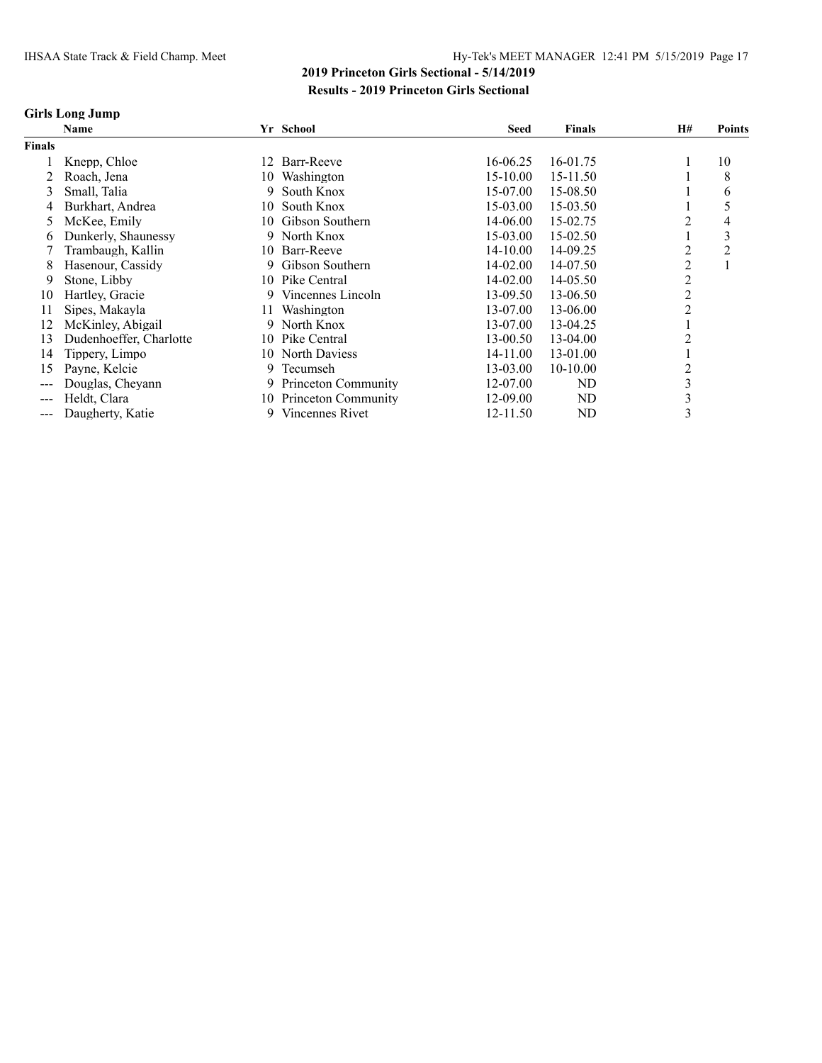## 2019 Princeton Girls Sectional - 5/14/2019

## Results - 2019 Princeton Girls Sectional

### Girls Long Jump

| | Name | Yr | School | Seed | Finals | H# | Points |
|---|---|---|---|---|---|---|---|
| **Finals** | | | | | | | |
| 1 | Knepp, Chloe | 12 | Barr-Reeve | 16-06.25 | 16-01.75 | 1 | 10 |
| 2 | Roach, Jena | 10 | Washington | 15-10.00 | 15-11.50 | 1 | 8 |
| 3 | Small, Talia | 9 | South Knox | 15-07.00 | 15-08.50 | 1 | 6 |
| 4 | Burkhart, Andrea | 10 | South Knox | 15-03.00 | 15-03.50 | 1 | 5 |
| 5 | McKee, Emily | 10 | Gibson Southern | 14-06.00 | 15-02.75 | 2 | 4 |
| 6 | Dunkerly, Shaunessy | 9 | North Knox | 15-03.00 | 15-02.50 | 1 | 3 |
| 7 | Trambaugh, Kallin | 10 | Barr-Reeve | 14-10.00 | 14-09.25 | 2 | 2 |
| 8 | Hasenour, Cassidy | 9 | Gibson Southern | 14-02.00 | 14-07.50 | 2 | 1 |
| 9 | Stone, Libby | 10 | Pike Central | 14-02.00 | 14-05.50 | 2 | |
| 10 | Hartley, Gracie | 9 | Vincennes Lincoln | 13-09.50 | 13-06.50 | 2 | |
| 11 | Sipes, Makayla | 11 | Washington | 13-07.00 | 13-06.00 | 2 | |
| 12 | McKinley, Abigail | 9 | North Knox | 13-07.00 | 13-04.25 | 1 | |
| 13 | Dudenhoeffer, Charlotte | 10 | Pike Central | 13-00.50 | 13-04.00 | 2 | |
| 14 | Tippery, Limpo | 10 | North Daviess | 14-11.00 | 13-01.00 | 1 | |
| 15 | Payne, Kelcie | 9 | Tecumseh | 13-03.00 | 10-10.00 | 2 | |
| --- | Douglas, Cheyann | 9 | Princeton Community | 12-07.00 | ND | 3 | |
| --- | Heldt, Clara | 10 | Princeton Community | 12-09.00 | ND | 3 | |
| --- | Daugherty, Katie | 9 | Vincennes Rivet | 12-11.50 | ND | 3 | |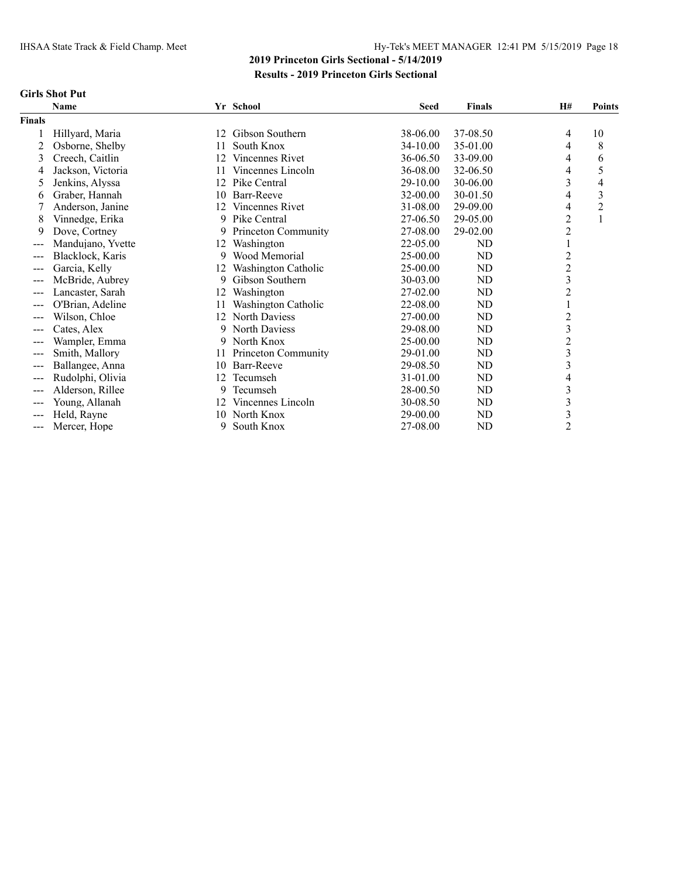## 2019 Princeton Girls Sectional - 5/14/2019

### Results - 2019 Princeton Girls Sectional

**Girls Shot Put**

| | Name | Yr | School | Seed | Finals | H# | Points |
|---|---|---|---|---|---|---|---|
| **Finals** | | | | | | | |
| 1 | Hillyard, Maria | 12 | Gibson Southern | 38-06.00 | 37-08.50 | 4 | 10 |
| 2 | Osborne, Shelby | 11 | South Knox | 34-10.00 | 35-01.00 | 4 | 8 |
| 3 | Creech, Caitlin | 12 | Vincennes Rivet | 36-06.50 | 33-09.00 | 4 | 6 |
| 4 | Jackson, Victoria | 11 | Vincennes Lincoln | 36-08.00 | 32-06.50 | 4 | 5 |
| 5 | Jenkins, Alyssa | 12 | Pike Central | 29-10.00 | 30-06.00 | 3 | 4 |
| 6 | Graber, Hannah | 10 | Barr-Reeve | 32-00.00 | 30-01.50 | 4 | 3 |
| 7 | Anderson, Janine | 12 | Vincennes Rivet | 31-08.00 | 29-09.00 | 4 | 2 |
| 8 | Vinnedge, Erika | 9 | Pike Central | 27-06.50 | 29-05.00 | 2 | 1 |
| 9 | Dove, Cortney | 9 | Princeton Community | 27-08.00 | 29-02.00 | 2 | |
| --- | Mandujano, Yvette | 12 | Washington | 22-05.00 | ND | 1 | |
| --- | Blacklock, Karis | 9 | Wood Memorial | 25-00.00 | ND | 2 | |
| --- | Garcia, Kelly | 12 | Washington Catholic | 25-00.00 | ND | 2 | |
| --- | McBride, Aubrey | 9 | Gibson Southern | 30-03.00 | ND | 3 | |
| --- | Lancaster, Sarah | 12 | Washington | 27-02.00 | ND | 2 | |
| --- | O'Brian, Adeline | 11 | Washington Catholic | 22-08.00 | ND | 1 | |
| --- | Wilson, Chloe | 12 | North Daviess | 27-00.00 | ND | 2 | |
| --- | Cates, Alex | 9 | North Daviess | 29-08.00 | ND | 3 | |
| --- | Wampler, Emma | 9 | North Knox | 25-00.00 | ND | 2 | |
| --- | Smith, Mallory | 11 | Princeton Community | 29-01.00 | ND | 3 | |
| --- | Ballangee, Anna | 10 | Barr-Reeve | 29-08.50 | ND | 3 | |
| --- | Rudolphi, Olivia | 12 | Tecumseh | 31-01.00 | ND | 4 | |
| --- | Alderson, Rillee | 9 | Tecumseh | 28-00.50 | ND | 3 | |
| --- | Young, Allanah | 12 | Vincennes Lincoln | 30-08.50 | ND | 3 | |
| --- | Held, Rayne | 10 | North Knox | 29-00.00 | ND | 3 | |
| --- | Mercer, Hope | 9 | South Knox | 27-08.00 | ND | 2 | |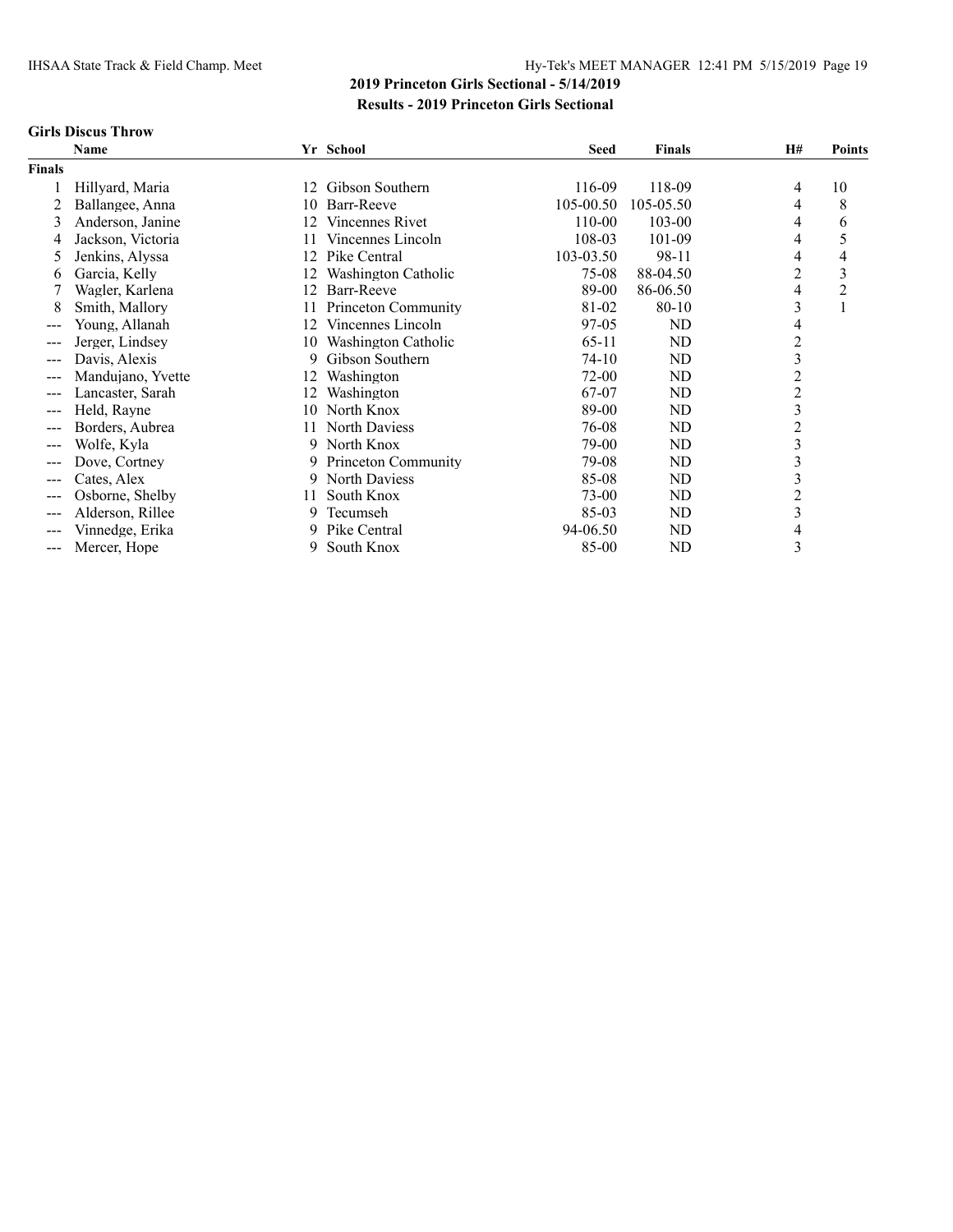## 2019 Princeton Girls Sectional - 5/14/2019

### Results - 2019 Princeton Girls Sectional

**Girls Discus Throw**

| | Name | Yr | School | Seed | Finals | H# | Points |
|---|---|---|---|---|---|---|---|
| **Finals** | | | | | | | |
| 1 | Hillyard, Maria | 12 | Gibson Southern | 116-09 | 118-09 | 4 | 10 |
| 2 | Ballangee, Anna | 10 | Barr-Reeve | 105-00.50 | 105-05.50 | 4 | 8 |
| 3 | Anderson, Janine | 12 | Vincennes Rivet | 110-00 | 103-00 | 4 | 6 |
| 4 | Jackson, Victoria | 11 | Vincennes Lincoln | 108-03 | 101-09 | 4 | 5 |
| 5 | Jenkins, Alyssa | 12 | Pike Central | 103-03.50 | 98-11 | 4 | 4 |
| 6 | Garcia, Kelly | 12 | Washington Catholic | 75-08 | 88-04.50 | 2 | 3 |
| 7 | Wagler, Karlena | 12 | Barr-Reeve | 89-00 | 86-06.50 | 4 | 2 |
| 8 | Smith, Mallory | 11 | Princeton Community | 81-02 | 80-10 | 3 | 1 |
| --- | Young, Allanah | 12 | Vincennes Lincoln | 97-05 | ND | 4 | |
| --- | Jerger, Lindsey | 10 | Washington Catholic | 65-11 | ND | 2 | |
| --- | Davis, Alexis | 9 | Gibson Southern | 74-10 | ND | 3 | |
| --- | Mandujano, Yvette | 12 | Washington | 72-00 | ND | 2 | |
| --- | Lancaster, Sarah | 12 | Washington | 67-07 | ND | 2 | |
| --- | Held, Rayne | 10 | North Knox | 89-00 | ND | 3 | |
| --- | Borders, Aubrea | 11 | North Daviess | 76-08 | ND | 2 | |
| --- | Wolfe, Kyla | 9 | North Knox | 79-00 | ND | 3 | |
| --- | Dove, Cortney | 9 | Princeton Community | 79-08 | ND | 3 | |
| --- | Cates, Alex | 9 | North Daviess | 85-08 | ND | 3 | |
| --- | Osborne, Shelby | 11 | South Knox | 73-00 | ND | 2 | |
| --- | Alderson, Rillee | 9 | Tecumseh | 85-03 | ND | 3 | |
| --- | Vinnedge, Erika | 9 | Pike Central | 94-06.50 | ND | 4 | |
| --- | Mercer, Hope | 9 | South Knox | 85-00 | ND | 3 | |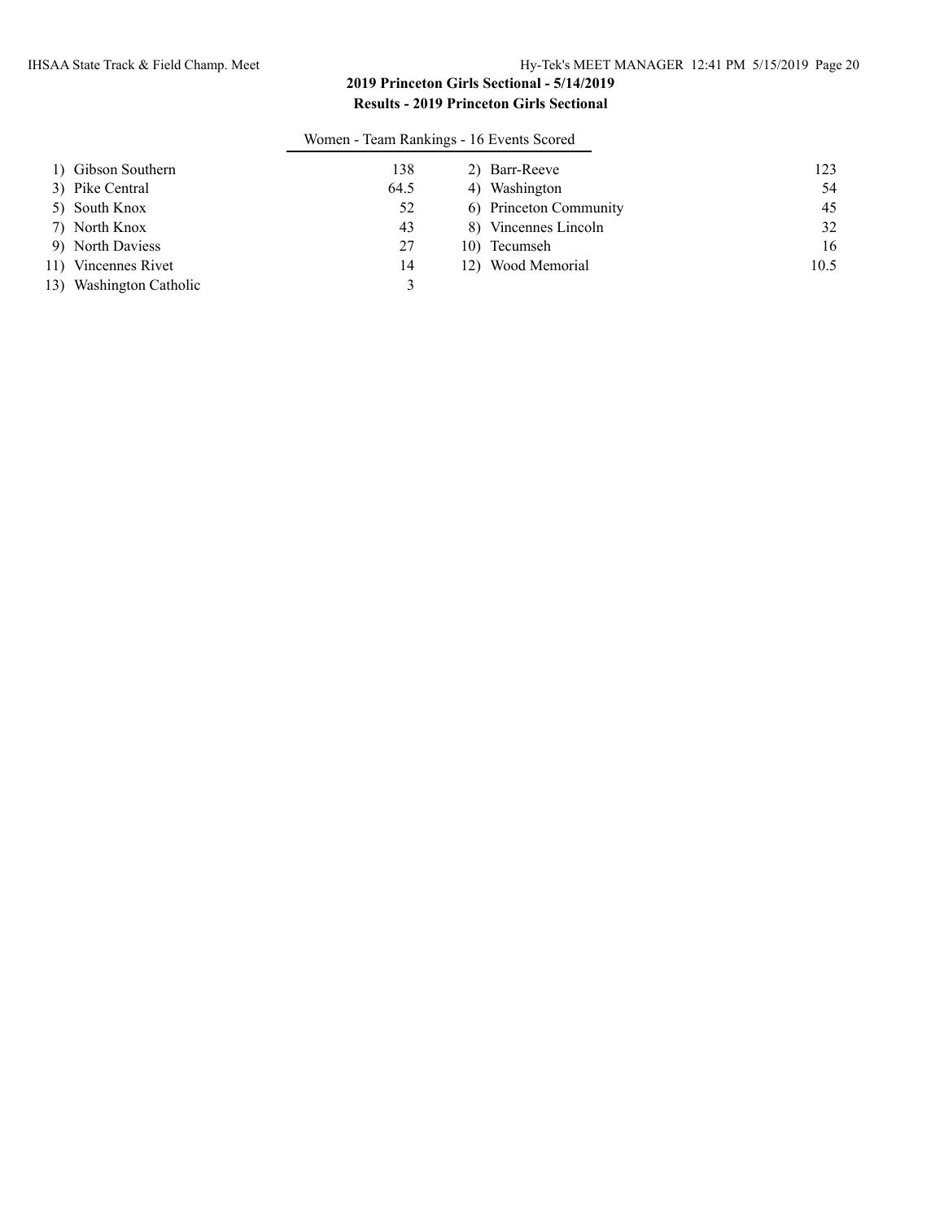## 2019 Princeton Girls Sectional - 5/14/2019

### Results - 2019 Princeton Girls Sectional

#### Women - Team Rankings - 16 Events Scored

| | | | | | |
|---|---|---|---|---|---|
| 1) | Gibson Southern | 138 | 2) | Barr-Reeve | 123 |
| 3) | Pike Central | 64.5 | 4) | Washington | 54 |
| 5) | South Knox | 52 | 6) | Princeton Community | 45 |
| 7) | North Knox | 43 | 8) | Vincennes Lincoln | 32 |
| 9) | North Daviess | 27 | 10) | Tecumseh | 16 |
| 11) | Vincennes Rivet | 14 | 12) | Wood Memorial | 10.5 |
| 13) | Washington Catholic | 3 | | | |